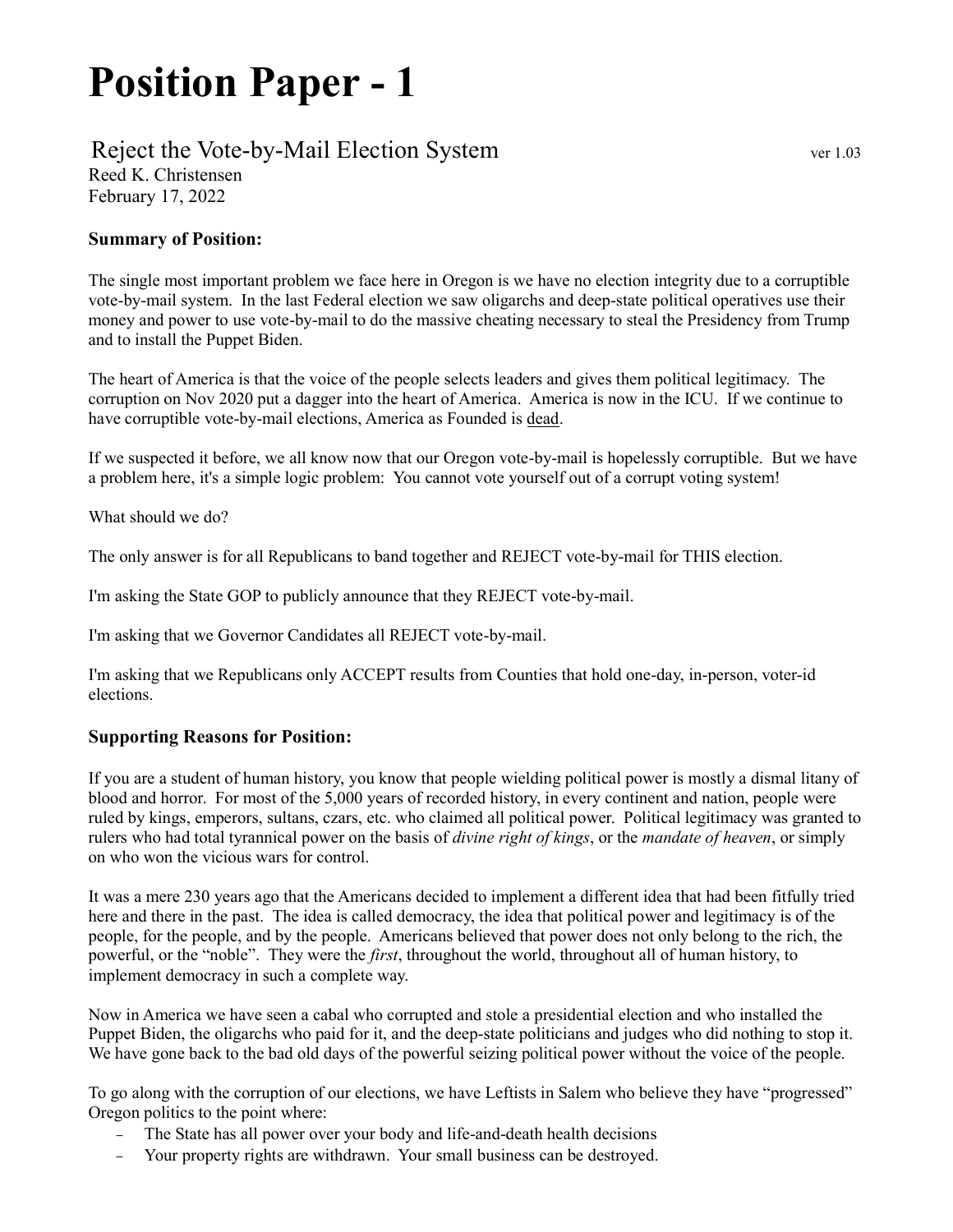# Position Paper - 1

## Reject the Vote-by-Mail Election System

ver 1.03

Reed K. Christensen
February 17, 2022

### Summary of Position:

The single most important problem we face here in Oregon is we have no election integrity due to a corruptible vote-by-mail system. In the last Federal election we saw oligarchs and deep-state political operatives use their money and power to use vote-by-mail to do the massive cheating necessary to steal the Presidency from Trump and to install the Puppet Biden.

The heart of America is that the voice of the people selects leaders and gives them political legitimacy. The corruption on Nov 2020 put a dagger into the heart of America. America is now in the ICU. If we continue to have corruptible vote-by-mail elections, America as Founded is <u>dead</u>.

If we suspected it before, we all know now that our Oregon vote-by-mail is hopelessly corruptible. But we have a problem here, it's a simple logic problem: You cannot vote yourself out of a corrupt voting system!

What should we do?

The only answer is for all Republicans to band together and REJECT vote-by-mail for THIS election.

I'm asking the State GOP to publicly announce that they REJECT vote-by-mail.

I'm asking that we Governor Candidates all REJECT vote-by-mail.

I'm asking that we Republicans only ACCEPT results from Counties that hold one-day, in-person, voter-id elections.

### Supporting Reasons for Position:

If you are a student of human history, you know that people wielding political power is mostly a dismal litany of blood and horror. For most of the 5,000 years of recorded history, in every continent and nation, people were ruled by kings, emperors, sultans, czars, etc. who claimed all political power. Political legitimacy was granted to rulers who had total tyrannical power on the basis of *divine right of kings*, or the *mandate of heaven*, or simply on who won the vicious wars for control.

It was a mere 230 years ago that the Americans decided to implement a different idea that had been fitfully tried here and there in the past. The idea is called democracy, the idea that political power and legitimacy is of the people, for the people, and by the people. Americans believed that power does not only belong to the rich, the powerful, or the "noble". They were the *first*, throughout the world, throughout all of human history, to implement democracy in such a complete way.

Now in America we have seen a cabal who corrupted and stole a presidential election and who installed the Puppet Biden, the oligarchs who paid for it, and the deep-state politicians and judges who did nothing to stop it. We have gone back to the bad old days of the powerful seizing political power without the voice of the people.

To go along with the corruption of our elections, we have Leftists in Salem who believe they have "progressed" Oregon politics to the point where:

- The State has all power over your body and life-and-death health decisions
- Your property rights are withdrawn. Your small business can be destroyed.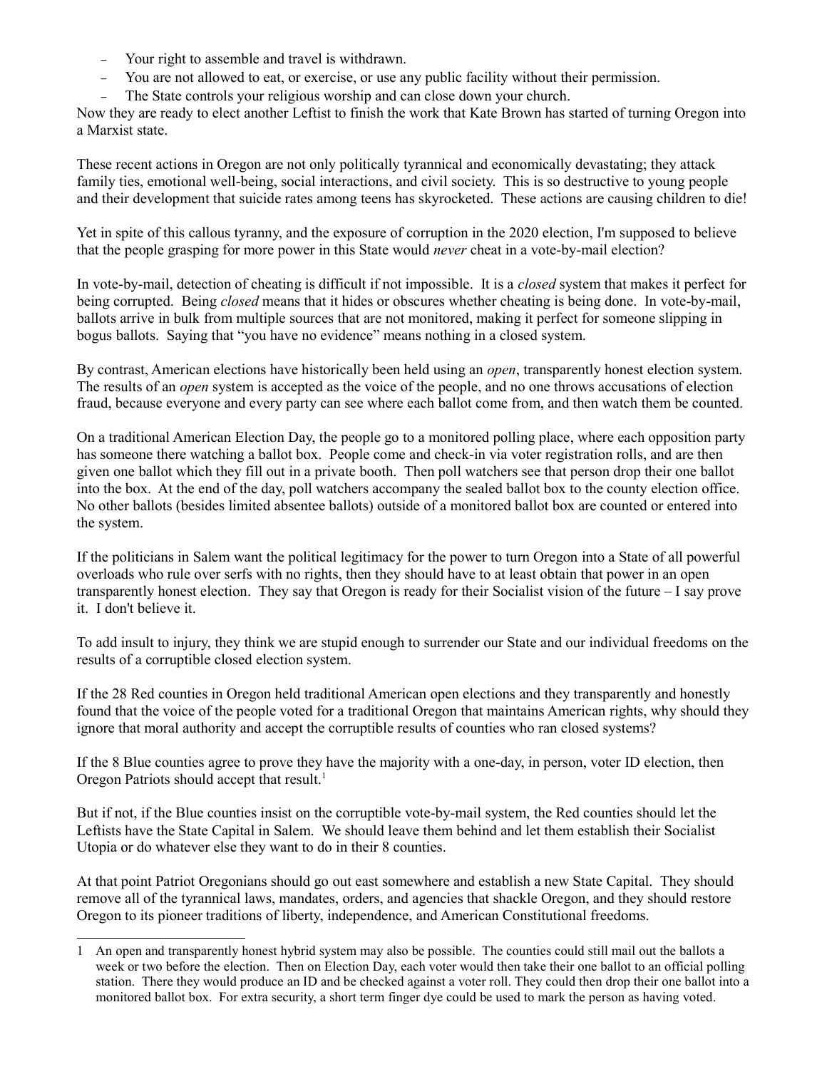- Your right to assemble and travel is withdrawn.
- You are not allowed to eat, or exercise, or use any public facility without their permission.
- The State controls your religious worship and can close down your church.

Now they are ready to elect another Leftist to finish the work that Kate Brown has started of turning Oregon into a Marxist state.

These recent actions in Oregon are not only politically tyrannical and economically devastating; they attack family ties, emotional well-being, social interactions, and civil society. This is so destructive to young people and their development that suicide rates among teens has skyrocketed. These actions are causing children to die!

Yet in spite of this callous tyranny, and the exposure of corruption in the 2020 election, I'm supposed to believe that the people grasping for more power in this State would *never* cheat in a vote-by-mail election?

In vote-by-mail, detection of cheating is difficult if not impossible. It is a *closed* system that makes it perfect for being corrupted. Being *closed* means that it hides or obscures whether cheating is being done. In vote-by-mail, ballots arrive in bulk from multiple sources that are not monitored, making it perfect for someone slipping in bogus ballots. Saying that "you have no evidence" means nothing in a closed system.

By contrast, American elections have historically been held using an *open*, transparently honest election system. The results of an *open* system is accepted as the voice of the people, and no one throws accusations of election fraud, because everyone and every party can see where each ballot come from, and then watch them be counted.

On a traditional American Election Day, the people go to a monitored polling place, where each opposition party has someone there watching a ballot box. People come and check-in via voter registration rolls, and are then given one ballot which they fill out in a private booth. Then poll watchers see that person drop their one ballot into the box. At the end of the day, poll watchers accompany the sealed ballot box to the county election office. No other ballots (besides limited absentee ballots) outside of a monitored ballot box are counted or entered into the system.

If the politicians in Salem want the political legitimacy for the power to turn Oregon into a State of all powerful overloads who rule over serfs with no rights, then they should have to at least obtain that power in an open transparently honest election. They say that Oregon is ready for their Socialist vision of the future – I say prove it. I don't believe it.

To add insult to injury, they think we are stupid enough to surrender our State and our individual freedoms on the results of a corruptible closed election system.

If the 28 Red counties in Oregon held traditional American open elections and they transparently and honestly found that the voice of the people voted for a traditional Oregon that maintains American rights, why should they ignore that moral authority and accept the corruptible results of counties who ran closed systems?

If the 8 Blue counties agree to prove they have the majority with a one-day, in person, voter ID election, then Oregon Patriots should accept that result.[1]

But if not, if the Blue counties insist on the corruptible vote-by-mail system, the Red counties should let the Leftists have the State Capital in Salem. We should leave them behind and let them establish their Socialist Utopia or do whatever else they want to do in their 8 counties.

At that point Patriot Oregonians should go out east somewhere and establish a new State Capital. They should remove all of the tyrannical laws, mandates, orders, and agencies that shackle Oregon, and they should restore Oregon to its pioneer traditions of liberty, independence, and American Constitutional freedoms.

---

1 An open and transparently honest hybrid system may also be possible. The counties could still mail out the ballots a week or two before the election. Then on Election Day, each voter would then take their one ballot to an official polling station. There they would produce an ID and be checked against a voter roll. They could then drop their one ballot into a monitored ballot box. For extra security, a short term finger dye could be used to mark the person as having voted.